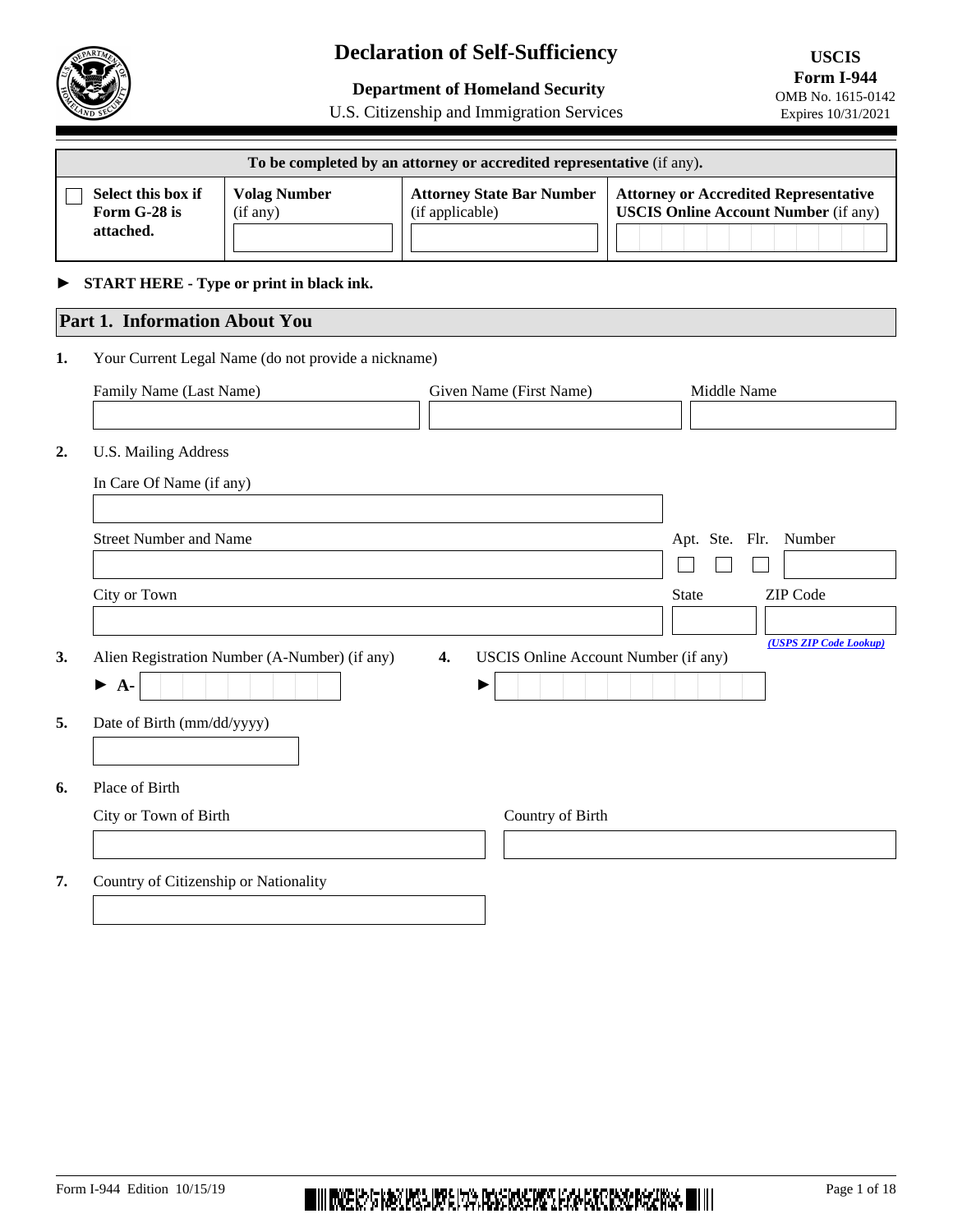# Declaration of Self-Sufficiency

**Department of Homeland Security**
U.S. Citizenship and Immigration Services

**USCIS Form I-944**
OMB No. 1615-0142
Expires 10/31/2021

| **To be completed by an attorney or accredited representative** (if any). | | | |
|---|---|---|---|
| ☐ **Select this box if Form G-28 is attached.** | **Volag Number** (if any) | **Attorney State Bar Number** (if applicable) | **Attorney or Accredited Representative USCIS Online Account Number** (if any) |

► **START HERE - Type or print in black ink.**

## Part 1. Information About You

**1.** Your Current Legal Name (do not provide a nickname)

Family Name (Last Name)

Given Name (First Name)

Middle Name

**2.** U.S. Mailing Address

In Care Of Name (if any)

Street Number and Name

Apt. ☐ Ste. ☐ Flr. ☐ Number

City or Town

State

ZIP Code

*(USPS ZIP Code Lookup)*

**3.** Alien Registration Number (A-Number) (if any)

► A-

**4.** USCIS Online Account Number (if any)

►

**5.** Date of Birth (mm/dd/yyyy)

**6.** Place of Birth

City or Town of Birth

Country of Birth

**7.** Country of Citizenship or Nationality

Form I-944 Edition 10/15/19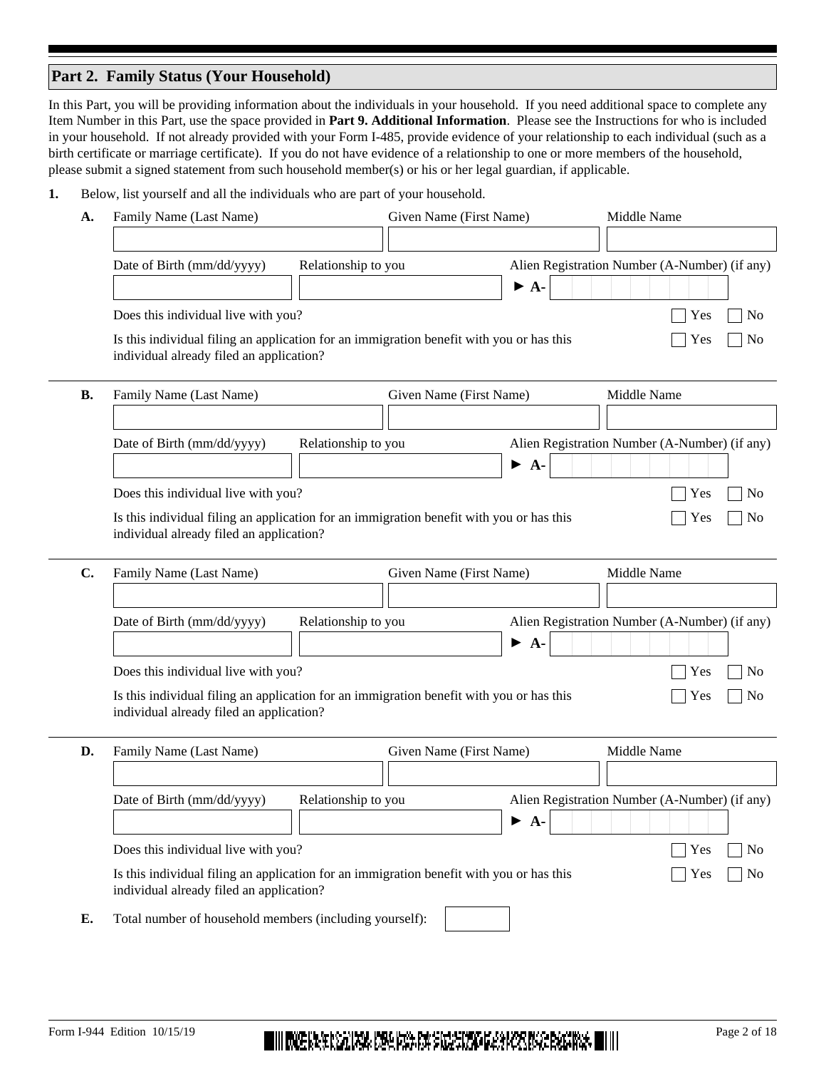## Part 2. Family Status (Your Household)

In this Part, you will be providing information about the individuals in your household. If you need additional space to complete any Item Number in this Part, use the space provided in **Part 9. Additional Information**. Please see the Instructions for who is included in your household. If not already provided with your Form I-485, provide evidence of your relationship to each individual (such as a birth certificate or marriage certificate). If you do not have evidence of a relationship to one or more members of the household, please submit a signed statement from such household member(s) or his or her legal guardian, if applicable.

**1.** Below, list yourself and all the individuals who are part of your household.

**A.** Family Name (Last Name) ______ Given Name (First Name) ______ Middle Name ______

Date of Birth (mm/dd/yyyy) ______ Relationship to you ______ Alien Registration Number (A-Number) (if any) ► **A-** ______

Does this individual live with you? ☐ Yes ☐ No

Is this individual filing an application for an immigration benefit with you or has this individual already filed an application? ☐ Yes ☐ No

**B.** Family Name (Last Name) ______ Given Name (First Name) ______ Middle Name ______

Date of Birth (mm/dd/yyyy) ______ Relationship to you ______ Alien Registration Number (A-Number) (if any) ► **A-** ______

Does this individual live with you? ☐ Yes ☐ No

Is this individual filing an application for an immigration benefit with you or has this individual already filed an application? ☐ Yes ☐ No

**C.** Family Name (Last Name) ______ Given Name (First Name) ______ Middle Name ______

Date of Birth (mm/dd/yyyy) ______ Relationship to you ______ Alien Registration Number (A-Number) (if any) ► **A-** ______

Does this individual live with you? ☐ Yes ☐ No

Is this individual filing an application for an immigration benefit with you or has this individual already filed an application? ☐ Yes ☐ No

**D.** Family Name (Last Name) ______ Given Name (First Name) ______ Middle Name ______

Date of Birth (mm/dd/yyyy) ______ Relationship to you ______ Alien Registration Number (A-Number) (if any) ► **A-** ______

Does this individual live with you? ☐ Yes ☐ No

Is this individual filing an application for an immigration benefit with you or has this individual already filed an application? ☐ Yes ☐ No

**E.** Total number of household members (including yourself): ______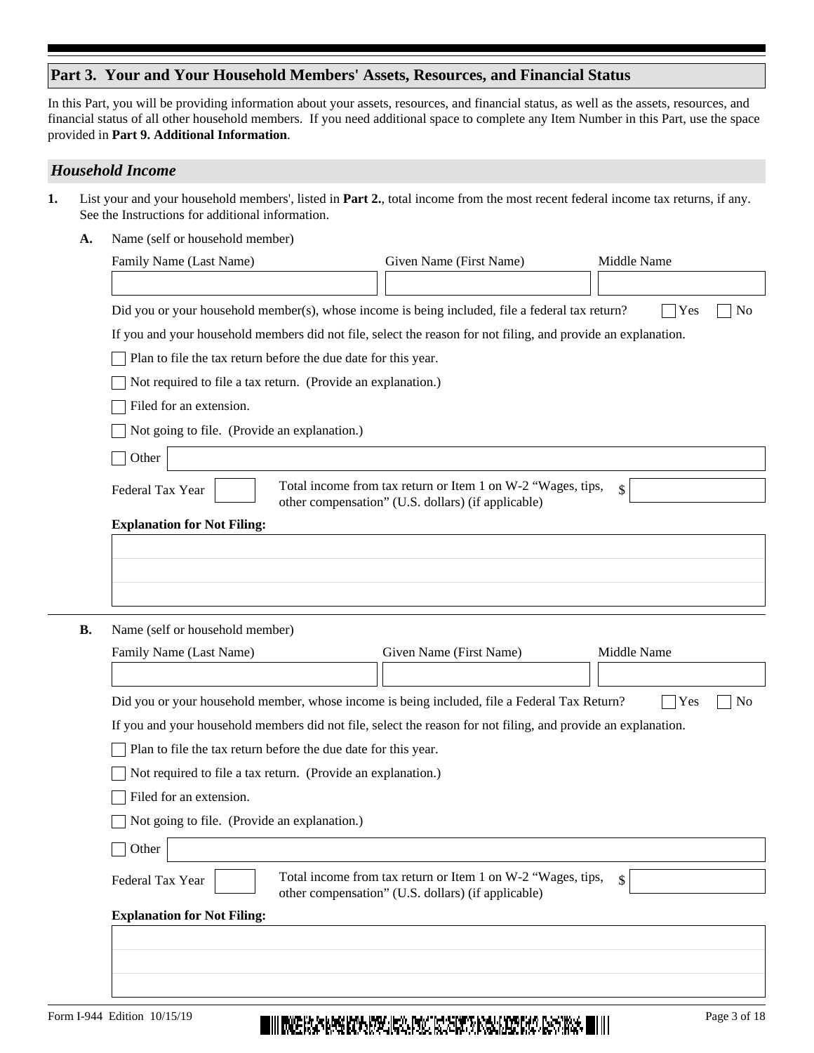## Part 3. Your and Your Household Members' Assets, Resources, and Financial Status

In this Part, you will be providing information about your assets, resources, and financial status, as well as the assets, resources, and financial status of all other household members. If you need additional space to complete any Item Number in this Part, use the space provided in **Part 9. Additional Information**.

### *Household Income*

**1.** List your and your household members', listed in **Part 2.**, total income from the most recent federal income tax returns, if any. See the Instructions for additional information.

**A.** Name (self or household member)

Family Name (Last Name) ______ Given Name (First Name) ______ Middle Name ______

Did you or your household member(s), whose income is being included, file a federal tax return? ☐ Yes ☐ No

If you and your household members did not file, select the reason for not filing, and provide an explanation.

☐ Plan to file the tax return before the due date for this year.

☐ Not required to file a tax return. (Provide an explanation.)

☐ Filed for an extension.

☐ Not going to file. (Provide an explanation.)

☐ Other ______

Federal Tax Year ______ Total income from tax return or Item 1 on W-2 "Wages, tips, other compensation" (U.S. dollars) (if applicable) $ ______

**Explanation for Not Filing:**

______

**B.** Name (self or household member)

Family Name (Last Name) ______ Given Name (First Name) ______ Middle Name ______

Did you or your household member, whose income is being included, file a Federal Tax Return? ☐ Yes ☐ No

If you and your household members did not file, select the reason for not filing, and provide an explanation.

☐ Plan to file the tax return before the due date for this year.

☐ Not required to file a tax return. (Provide an explanation.)

☐ Filed for an extension.

☐ Not going to file. (Provide an explanation.)

☐ Other ______

Federal Tax Year ______ Total income from tax return or Item 1 on W-2 "Wages, tips, other compensation" (U.S. dollars) (if applicable) $ ______

**Explanation for Not Filing:**

______

Form I-944 Edition 10/15/19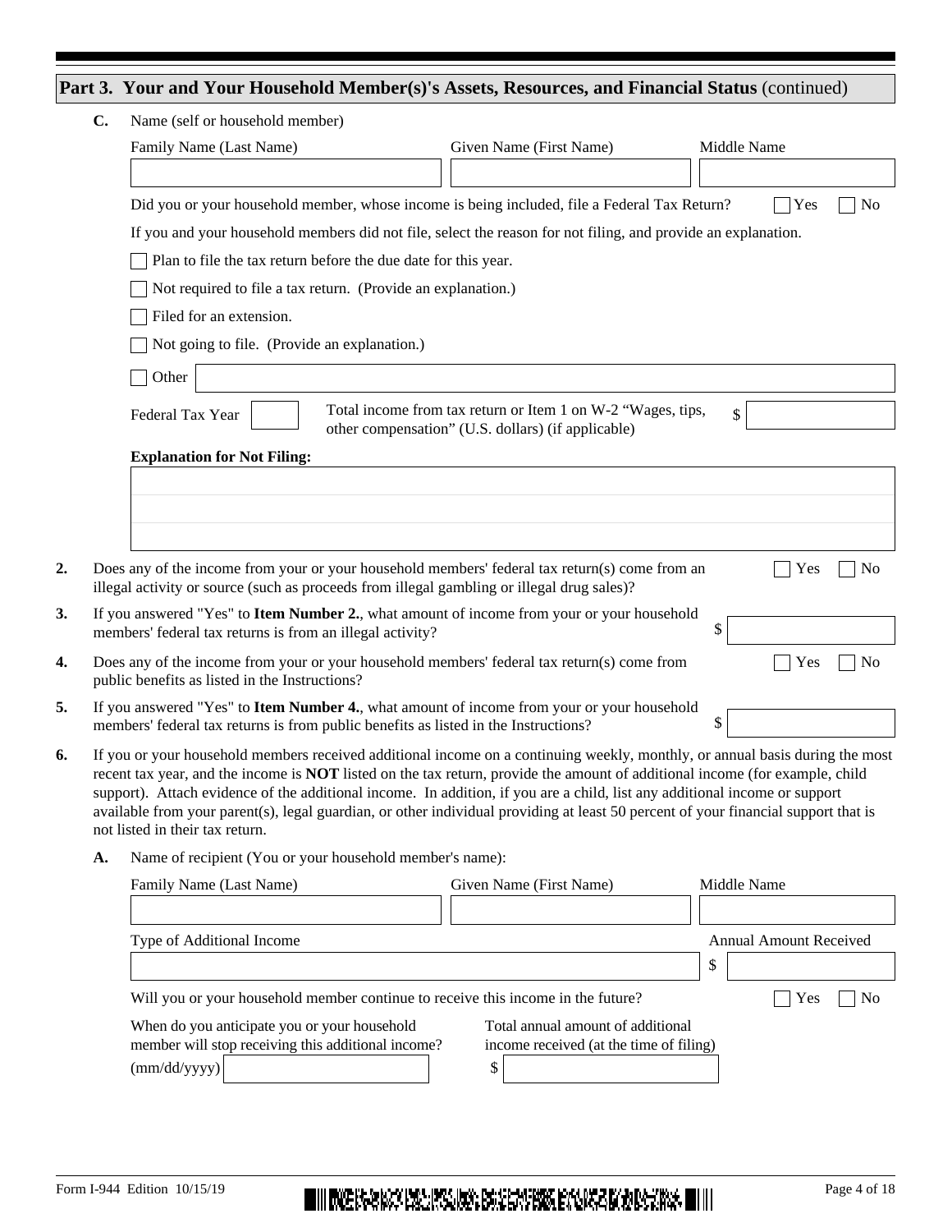## Part 3. Your and Your Household Member(s)'s Assets, Resources, and Financial Status (continued)

**C.** Name (self or household member)

Family Name (Last Name) | Given Name (First Name) | Middle Name

Did you or your household member, whose income is being included, file a Federal Tax Return? ☐ Yes ☐ No

If you and your household members did not file, select the reason for not filing, and provide an explanation.

☐ Plan to file the tax return before the due date for this year.

☐ Not required to file a tax return. (Provide an explanation.)

☐ Filed for an extension.

☐ Not going to file. (Provide an explanation.)

☐ Other

Federal Tax Year

Total income from tax return or Item 1 on W-2 "Wages, tips, other compensation" (U.S. dollars) (if applicable) $

**Explanation for Not Filing:**

**2.** Does any of the income from your or your household members' federal tax return(s) come from an illegal activity or source (such as proceeds from illegal gambling or illegal drug sales)? ☐ Yes ☐ No

**3.** If you answered "Yes" to **Item Number 2.**, what amount of income from your or your household members' federal tax returns is from an illegal activity? $

**4.** Does any of the income from your or your household members' federal tax return(s) come from public benefits as listed in the Instructions? ☐ Yes ☐ No

**5.** If you answered "Yes" to **Item Number 4.**, what amount of income from your or your household members' federal tax returns is from public benefits as listed in the Instructions? $

**6.** If you or your household members received additional income on a continuing weekly, monthly, or annual basis during the most recent tax year, and the income is **NOT** listed on the tax return, provide the amount of additional income (for example, child support). Attach evidence of the additional income. In addition, if you are a child, list any additional income or support available from your parent(s), legal guardian, or other individual providing at least 50 percent of your financial support that is not listed in their tax return.

**A.** Name of recipient (You or your household member's name):

Family Name (Last Name) | Given Name (First Name) | Middle Name

Type of Additional Income

Annual Amount Received $

Will you or your household member continue to receive this income in the future? ☐ Yes ☐ No

When do you anticipate you or your household member will stop receiving this additional income? (mm/dd/yyyy)

Total annual amount of additional income received (at the time of filing) $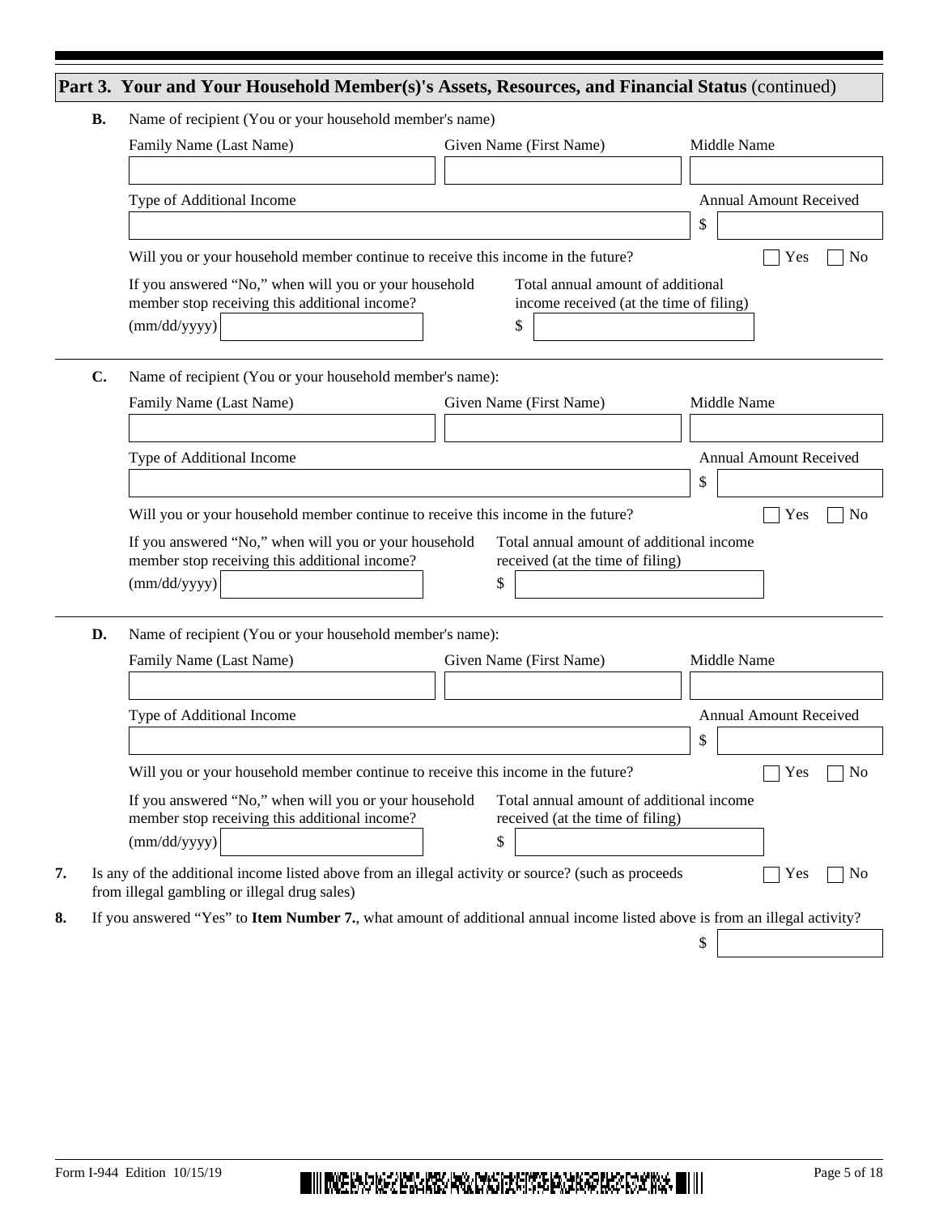## Part 3. Your and Your Household Member(s)'s Assets, Resources, and Financial Status (continued)

**B.** Name of recipient (You or your household member's name)

Family Name (Last Name) ____________ Given Name (First Name) ____________ Middle Name ____________

Type of Additional Income ____________ Annual Amount Received $ ____________

Will you or your household member continue to receive this income in the future? ☐ Yes ☐ No

If you answered "No," when will you or your household member stop receiving this additional income? (mm/dd/yyyy) ____________

Total annual amount of additional income received (at the time of filing) $ ____________

**C.** Name of recipient (You or your household member's name):

Family Name (Last Name) ____________ Given Name (First Name) ____________ Middle Name ____________

Type of Additional Income ____________ Annual Amount Received $ ____________

Will you or your household member continue to receive this income in the future? ☐ Yes ☐ No

If you answered "No," when will you or your household member stop receiving this additional income? (mm/dd/yyyy) ____________

Total annual amount of additional income received (at the time of filing) $ ____________

**D.** Name of recipient (You or your household member's name):

Family Name (Last Name) ____________ Given Name (First Name) ____________ Middle Name ____________

Type of Additional Income ____________ Annual Amount Received $ ____________

Will you or your household member continue to receive this income in the future? ☐ Yes ☐ No

If you answered "No," when will you or your household member stop receiving this additional income? (mm/dd/yyyy) ____________

Total annual amount of additional income received (at the time of filing) $ ____________

**7.** Is any of the additional income listed above from an illegal activity or source? (such as proceeds from illegal gambling or illegal drug sales) ☐ Yes ☐ No

**8.** If you answered "Yes" to **Item Number 7.**, what amount of additional annual income listed above is from an illegal activity? $ ____________

Form I-944 Edition 10/15/19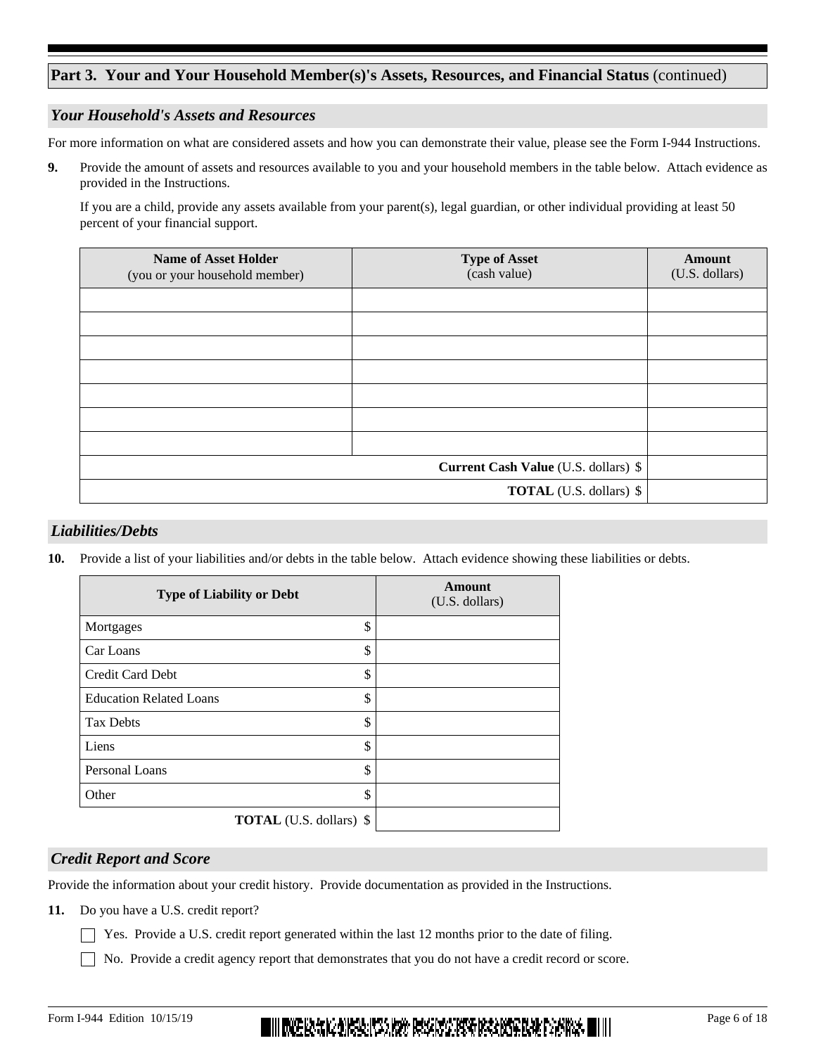## Part 3. Your and Your Household Member(s)'s Assets, Resources, and Financial Status (continued)

### *Your Household's Assets and Resources*

For more information on what are considered assets and how you can demonstrate their value, please see the Form I-944 Instructions.

**9.** Provide the amount of assets and resources available to you and your household members in the table below. Attach evidence as provided in the Instructions.

If you are a child, provide any assets available from your parent(s), legal guardian, or other individual providing at least 50 percent of your financial support.

| **Name of Asset Holder** (you or your household member) | **Type of Asset** (cash value) | **Amount** (U.S. dollars) |
|---|---|---|
| | | |
| | | |
| | | |
| | | |
| | | |
| | | |
| | | |
| | **Current Cash Value** (U.S. dollars) $ | |
| | **TOTAL** (U.S. dollars) $ | |

### *Liabilities/Debts*

**10.** Provide a list of your liabilities and/or debts in the table below. Attach evidence showing these liabilities or debts.

| **Type of Liability or Debt** | | **Amount** (U.S. dollars) |
|---|---|---|
| Mortgages | $ | |
| Car Loans | $ | |
| Credit Card Debt | $ | |
| Education Related Loans | $ | |
| Tax Debts | $ | |
| Liens | $ | |
| Personal Loans | $ | |
| Other | $ | |
| **TOTAL** (U.S. dollars) | $ | |

### *Credit Report and Score*

Provide the information about your credit history. Provide documentation as provided in the Instructions.

**11.** Do you have a U.S. credit report?

- [ ] Yes. Provide a U.S. credit report generated within the last 12 months prior to the date of filing.
- [ ] No. Provide a credit agency report that demonstrates that you do not have a credit record or score.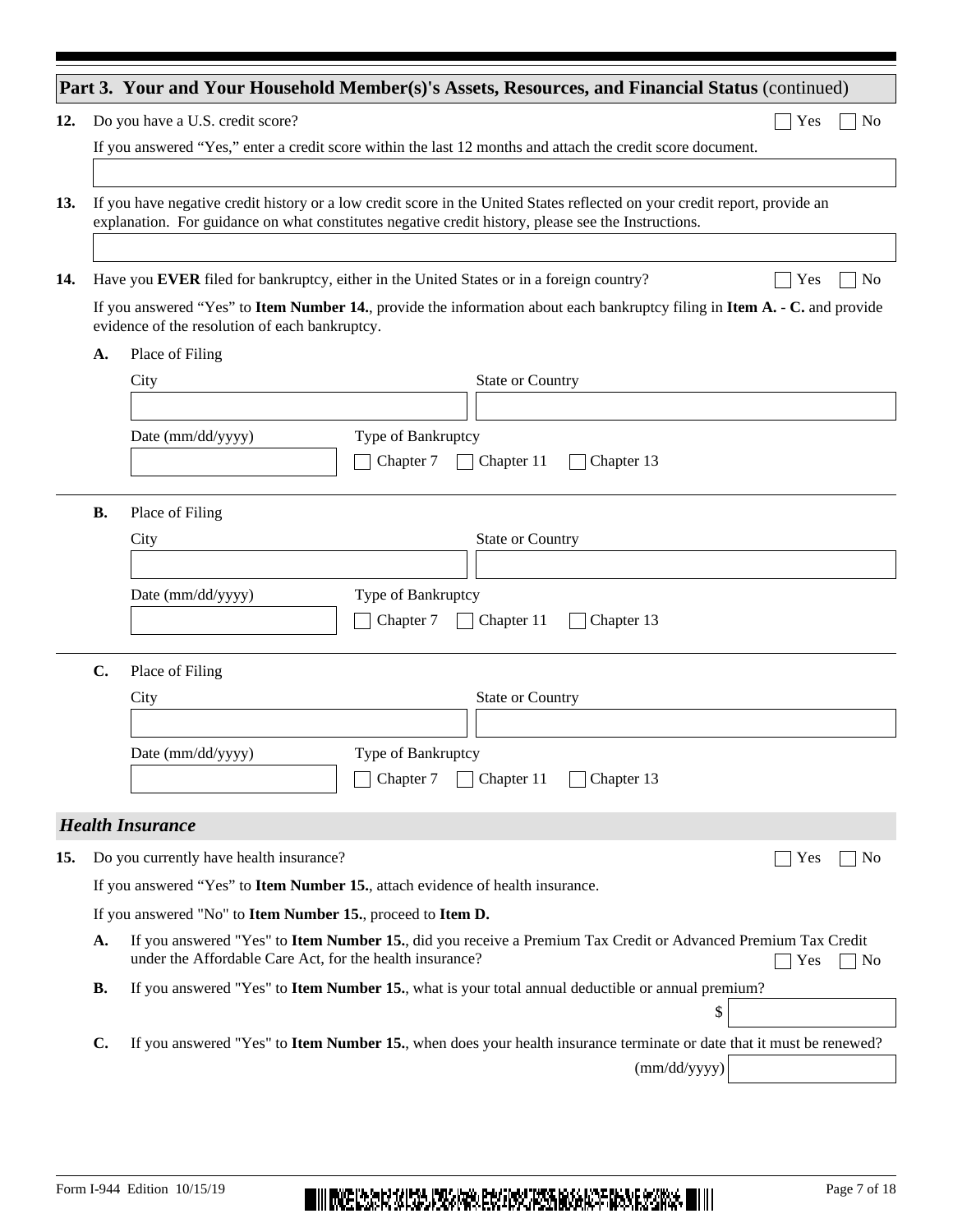## Part 3. Your and Your Household Member(s)'s Assets, Resources, and Financial Status (continued)

**12.** Do you have a U.S. credit score? ☐ Yes ☐ No

If you answered "Yes," enter a credit score within the last 12 months and attach the credit score document.

**13.** If you have negative credit history or a low credit score in the United States reflected on your credit report, provide an explanation. For guidance on what constitutes negative credit history, please see the Instructions.

**14.** Have you **EVER** filed for bankruptcy, either in the United States or in a foreign country? ☐ Yes ☐ No

If you answered "Yes" to **Item Number 14.**, provide the information about each bankruptcy filing in **Item A.** - **C.** and provide evidence of the resolution of each bankruptcy.

**A.** Place of Filing

City

State or Country

Date (mm/dd/yyyy)

Type of Bankruptcy ☐ Chapter 7 ☐ Chapter 11 ☐ Chapter 13

**B.** Place of Filing

City

State or Country

Date (mm/dd/yyyy)

Type of Bankruptcy ☐ Chapter 7 ☐ Chapter 11 ☐ Chapter 13

**C.** Place of Filing

City

State or Country

Date (mm/dd/yyyy)

Type of Bankruptcy ☐ Chapter 7 ☐ Chapter 11 ☐ Chapter 13

### *Health Insurance*

**15.** Do you currently have health insurance? ☐ Yes ☐ No

If you answered "Yes" to **Item Number 15.**, attach evidence of health insurance.

If you answered "No" to **Item Number 15.**, proceed to **Item D.**

**A.** If you answered "Yes" to **Item Number 15.**, did you receive a Premium Tax Credit or Advanced Premium Tax Credit under the Affordable Care Act, for the health insurance? ☐ Yes ☐ No

**B.** If you answered "Yes" to **Item Number 15.**, what is your total annual deductible or annual premium?

$

**C.** If you answered "Yes" to **Item Number 15.**, when does your health insurance terminate or date that it must be renewed?

(mm/dd/yyyy)

Form I-944 Edition 10/15/19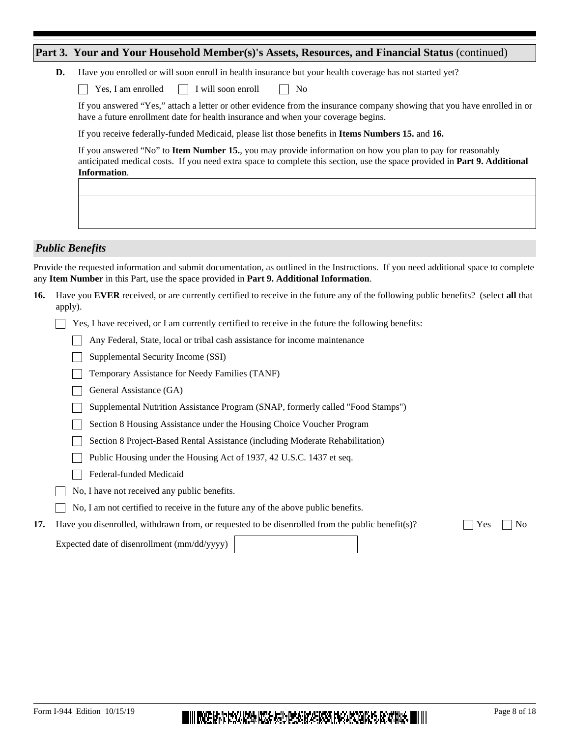## Part 3. Your and Your Household Member(s)'s Assets, Resources, and Financial Status (continued)

**D.** Have you enrolled or will soon enroll in health insurance but your health coverage has not started yet?

☐ Yes, I am enrolled ☐ I will soon enroll ☐ No

If you answered "Yes," attach a letter or other evidence from the insurance company showing that you have enrolled in or have a future enrollment date for health insurance and when your coverage begins.

If you receive federally-funded Medicaid, please list those benefits in **Items Numbers 15.** and **16.**

If you answered "No" to **Item Number 15.**, you may provide information on how you plan to pay for reasonably anticipated medical costs. If you need extra space to complete this section, use the space provided in **Part 9. Additional Information**.

### *Public Benefits*

Provide the requested information and submit documentation, as outlined in the Instructions. If you need additional space to complete any **Item Number** in this Part, use the space provided in **Part 9. Additional Information**.

**16.** Have you **EVER** received, or are currently certified to receive in the future any of the following public benefits? (select **all** that apply).

☐ Yes, I have received, or I am currently certified to receive in the future the following benefits:

- ☐ Any Federal, State, local or tribal cash assistance for income maintenance
- ☐ Supplemental Security Income (SSI)
- ☐ Temporary Assistance for Needy Families (TANF)
- ☐ General Assistance (GA)
- ☐ Supplemental Nutrition Assistance Program (SNAP, formerly called "Food Stamps")
- ☐ Section 8 Housing Assistance under the Housing Choice Voucher Program
- ☐ Section 8 Project-Based Rental Assistance (including Moderate Rehabilitation)
- ☐ Public Housing under the Housing Act of 1937, 42 U.S.C. 1437 et seq.
- ☐ Federal-funded Medicaid

☐ No, I have not received any public benefits.

☐ No, I am not certified to receive in the future any of the above public benefits.

**17.** Have you disenrolled, withdrawn from, or requested to be disenrolled from the public benefit(s)? ☐ Yes ☐ No

Expected date of disenrollment (mm/dd/yyyy)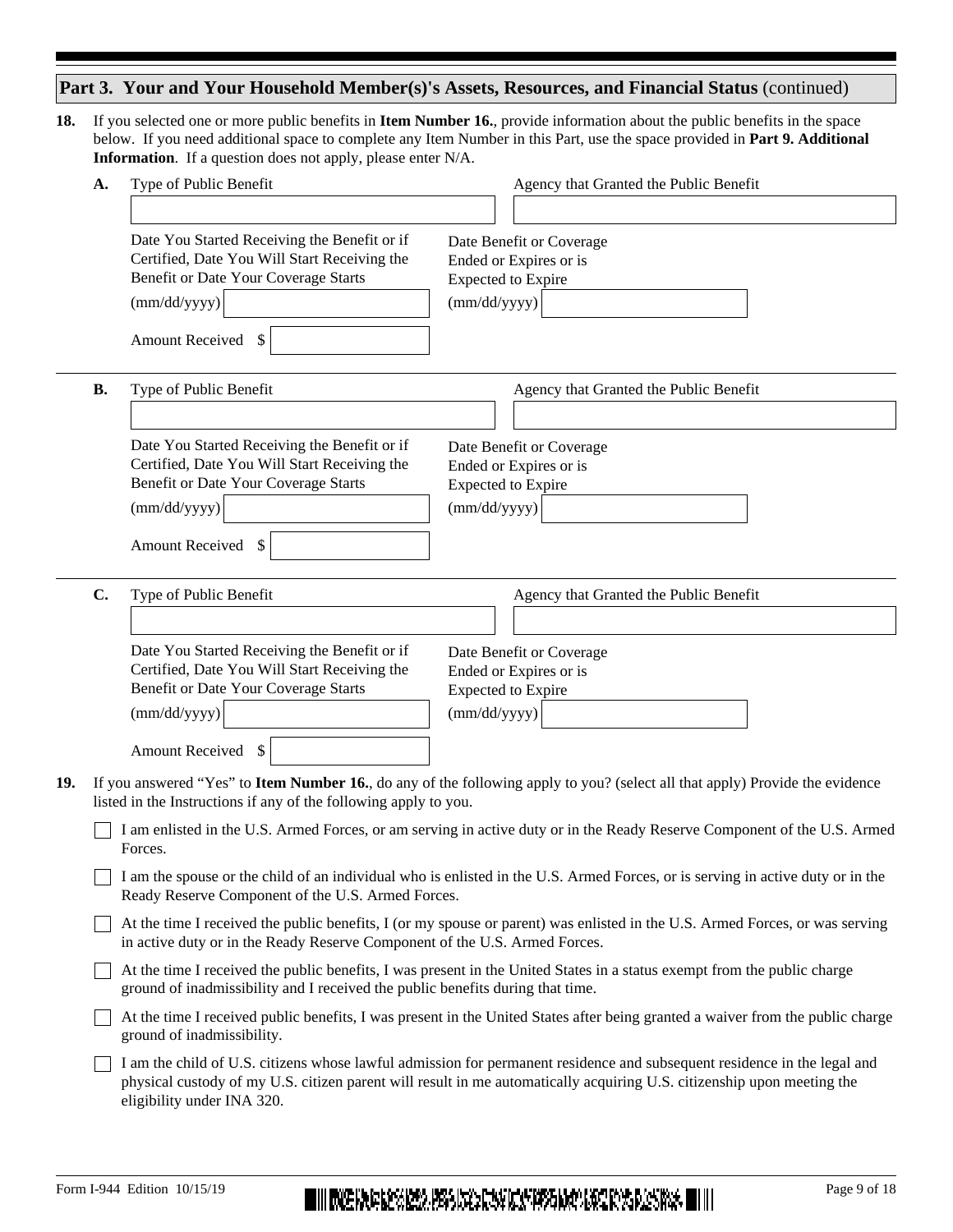## Part 3. Your and Your Household Member(s)'s Assets, Resources, and Financial Status (continued)

**18.** If you selected one or more public benefits in **Item Number 16.**, provide information about the public benefits in the space below. If you need additional space to complete any Item Number in this Part, use the space provided in **Part 9. Additional Information**. If a question does not apply, please enter N/A.

**A.** Type of Public Benefit

Agency that Granted the Public Benefit

Date You Started Receiving the Benefit or if Certified, Date You Will Start Receiving the Benefit or Date Your Coverage Starts (mm/dd/yyyy)

Date Benefit or Coverage Ended or Expires or is Expected to Expire (mm/dd/yyyy)

Amount Received $

**B.** Type of Public Benefit

Agency that Granted the Public Benefit

Date You Started Receiving the Benefit or if Certified, Date You Will Start Receiving the Benefit or Date Your Coverage Starts (mm/dd/yyyy)

Date Benefit or Coverage Ended or Expires or is Expected to Expire (mm/dd/yyyy)

Amount Received $

**C.** Type of Public Benefit

Agency that Granted the Public Benefit

Date You Started Receiving the Benefit or if Certified, Date You Will Start Receiving the Benefit or Date Your Coverage Starts (mm/dd/yyyy)

Date Benefit or Coverage Ended or Expires or is Expected to Expire (mm/dd/yyyy)

Amount Received $

**19.** If you answered "Yes" to **Item Number 16.**, do any of the following apply to you? (select all that apply) Provide the evidence listed in the Instructions if any of the following apply to you.

- [ ] I am enlisted in the U.S. Armed Forces, or am serving in active duty or in the Ready Reserve Component of the U.S. Armed Forces.
- [ ] I am the spouse or the child of an individual who is enlisted in the U.S. Armed Forces, or is serving in active duty or in the Ready Reserve Component of the U.S. Armed Forces.
- [ ] At the time I received the public benefits, I (or my spouse or parent) was enlisted in the U.S. Armed Forces, or was serving in active duty or in the Ready Reserve Component of the U.S. Armed Forces.
- [ ] At the time I received the public benefits, I was present in the United States in a status exempt from the public charge ground of inadmissibility and I received the public benefits during that time.
- [ ] At the time I received public benefits, I was present in the United States after being granted a waiver from the public charge ground of inadmissibility.
- [ ] I am the child of U.S. citizens whose lawful admission for permanent residence and subsequent residence in the legal and physical custody of my U.S. citizen parent will result in me automatically acquiring U.S. citizenship upon meeting the eligibility under INA 320.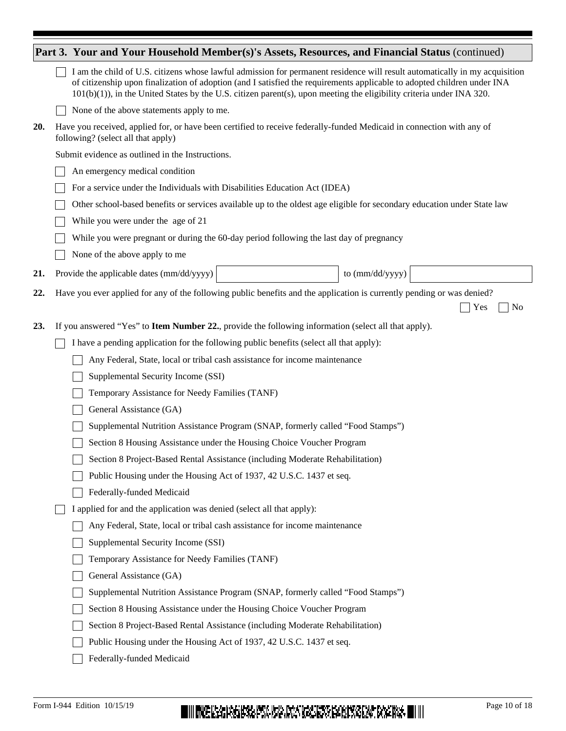## Part 3. Your and Your Household Member(s)'s Assets, Resources, and Financial Status (continued)

- [ ] I am the child of U.S. citizens whose lawful admission for permanent residence will result automatically in my acquisition of citizenship upon finalization of adoption (and I satisfied the requirements applicable to adopted children under INA 101(b)(1)), in the United States by the U.S. citizen parent(s), upon meeting the eligibility criteria under INA 320.
- [ ] None of the above statements apply to me.

**20.** Have you received, applied for, or have been certified to receive federally-funded Medicaid in connection with any of following? (select all that apply)

Submit evidence as outlined in the Instructions.

- [ ] An emergency medical condition
- [ ] For a service under the Individuals with Disabilities Education Act (IDEA)
- [ ] Other school-based benefits or services available up to the oldest age eligible for secondary education under State law
- [ ] While you were under the age of 21
- [ ] While you were pregnant or during the 60-day period following the last day of pregnancy
- [ ] None of the above apply to me

**21.** Provide the applicable dates (mm/dd/yyyy) ________ to (mm/dd/yyyy) ________

**22.** Have you ever applied for any of the following public benefits and the application is currently pending or was denied?

- [ ] Yes
- [ ] No

**23.** If you answered "Yes" to **Item Number 22.**, provide the following information (select all that apply).

- [ ] I have a pending application for the following public benefits (select all that apply):
  - [ ] Any Federal, State, local or tribal cash assistance for income maintenance
  - [ ] Supplemental Security Income (SSI)
  - [ ] Temporary Assistance for Needy Families (TANF)
  - [ ] General Assistance (GA)
  - [ ] Supplemental Nutrition Assistance Program (SNAP, formerly called "Food Stamps")
  - [ ] Section 8 Housing Assistance under the Housing Choice Voucher Program
  - [ ] Section 8 Project-Based Rental Assistance (including Moderate Rehabilitation)
  - [ ] Public Housing under the Housing Act of 1937, 42 U.S.C. 1437 et seq.
  - [ ] Federally-funded Medicaid
- [ ] I applied for and the application was denied (select all that apply):
  - [ ] Any Federal, State, local or tribal cash assistance for income maintenance
  - [ ] Supplemental Security Income (SSI)
  - [ ] Temporary Assistance for Needy Families (TANF)
  - [ ] General Assistance (GA)
  - [ ] Supplemental Nutrition Assistance Program (SNAP, formerly called "Food Stamps")
  - [ ] Section 8 Housing Assistance under the Housing Choice Voucher Program
  - [ ] Section 8 Project-Based Rental Assistance (including Moderate Rehabilitation)
  - [ ] Public Housing under the Housing Act of 1937, 42 U.S.C. 1437 et seq.
  - [ ] Federally-funded Medicaid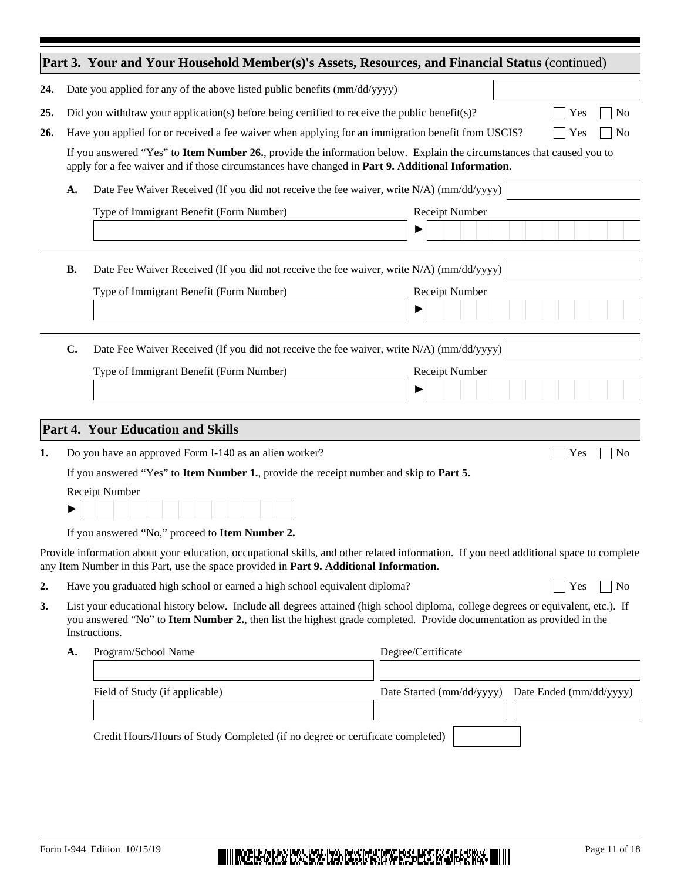## Part 3. Your and Your Household Member(s)'s Assets, Resources, and Financial Status (continued)

**24.** Date you applied for any of the above listed public benefits (mm/dd/yyyy)

**25.** Did you withdraw your application(s) before being certified to receive the public benefit(s)? ☐ Yes ☐ No

**26.** Have you applied for or received a fee waiver when applying for an immigration benefit from USCIS? ☐ Yes ☐ No

If you answered "Yes" to **Item Number 26.**, provide the information below. Explain the circumstances that caused you to apply for a fee waiver and if those circumstances have changed in **Part 9. Additional Information**.

**A.** Date Fee Waiver Received (If you did not receive the fee waiver, write N/A) (mm/dd/yyyy)

Type of Immigrant Benefit (Form Number)

Receipt Number ►

**B.** Date Fee Waiver Received (If you did not receive the fee waiver, write N/A) (mm/dd/yyyy)

Type of Immigrant Benefit (Form Number)

Receipt Number ►

**C.** Date Fee Waiver Received (If you did not receive the fee waiver, write N/A) (mm/dd/yyyy)

Type of Immigrant Benefit (Form Number)

Receipt Number ►

## Part 4. Your Education and Skills

**1.** Do you have an approved Form I-140 as an alien worker? ☐ Yes ☐ No

If you answered "Yes" to **Item Number 1.**, provide the receipt number and skip to **Part 5.**

Receipt Number ►

If you answered "No," proceed to **Item Number 2.**

Provide information about your education, occupational skills, and other related information. If you need additional space to complete any Item Number in this Part, use the space provided in **Part 9. Additional Information**.

**2.** Have you graduated high school or earned a high school equivalent diploma? ☐ Yes ☐ No

**3.** List your educational history below. Include all degrees attained (high school diploma, college degrees or equivalent, etc.). If you answered "No" to **Item Number 2.**, then list the highest grade completed. Provide documentation as provided in the Instructions.

**A.** Program/School Name

Degree/Certificate

Field of Study (if applicable)

Date Started (mm/dd/yyyy)

Date Ended (mm/dd/yyyy)

Credit Hours/Hours of Study Completed (if no degree or certificate completed)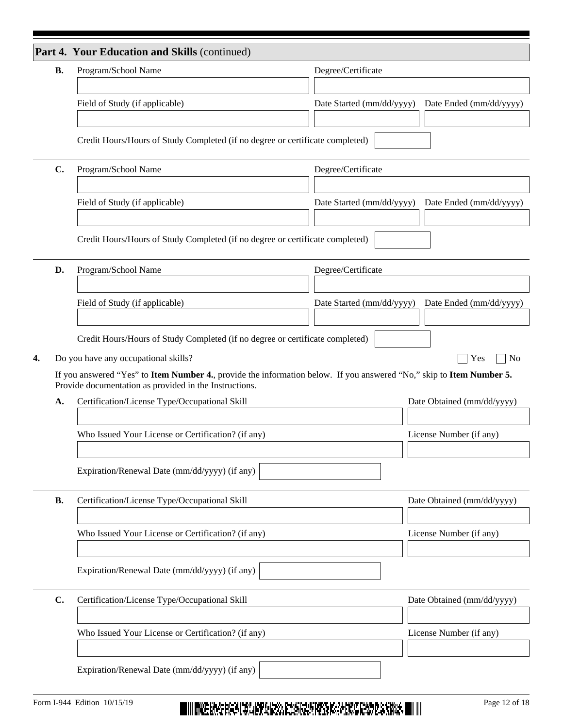## Part 4. Your Education and Skills (continued)

**B.** Program/School Name

Degree/Certificate

Field of Study (if applicable)

Date Started (mm/dd/yyyy)

Date Ended (mm/dd/yyyy)

Credit Hours/Hours of Study Completed (if no degree or certificate completed)

---

**C.** Program/School Name

Degree/Certificate

Field of Study (if applicable)

Date Started (mm/dd/yyyy)

Date Ended (mm/dd/yyyy)

Credit Hours/Hours of Study Completed (if no degree or certificate completed)

---

**D.** Program/School Name

Degree/Certificate

Field of Study (if applicable)

Date Started (mm/dd/yyyy)

Date Ended (mm/dd/yyyy)

Credit Hours/Hours of Study Completed (if no degree or certificate completed)

**4.** Do you have any occupational skills? ☐ Yes ☐ No

If you answered "Yes" to **Item Number 4.**, provide the information below. If you answered "No," skip to **Item Number 5.** Provide documentation as provided in the Instructions.

**A.** Certification/License Type/Occupational Skill

Date Obtained (mm/dd/yyyy)

Who Issued Your License or Certification? (if any)

License Number (if any)

Expiration/Renewal Date (mm/dd/yyyy) (if any)

---

**B.** Certification/License Type/Occupational Skill

Date Obtained (mm/dd/yyyy)

Who Issued Your License or Certification? (if any)

License Number (if any)

Expiration/Renewal Date (mm/dd/yyyy) (if any)

---

**C.** Certification/License Type/Occupational Skill

Date Obtained (mm/dd/yyyy)

Who Issued Your License or Certification? (if any)

License Number (if any)

Expiration/Renewal Date (mm/dd/yyyy) (if any)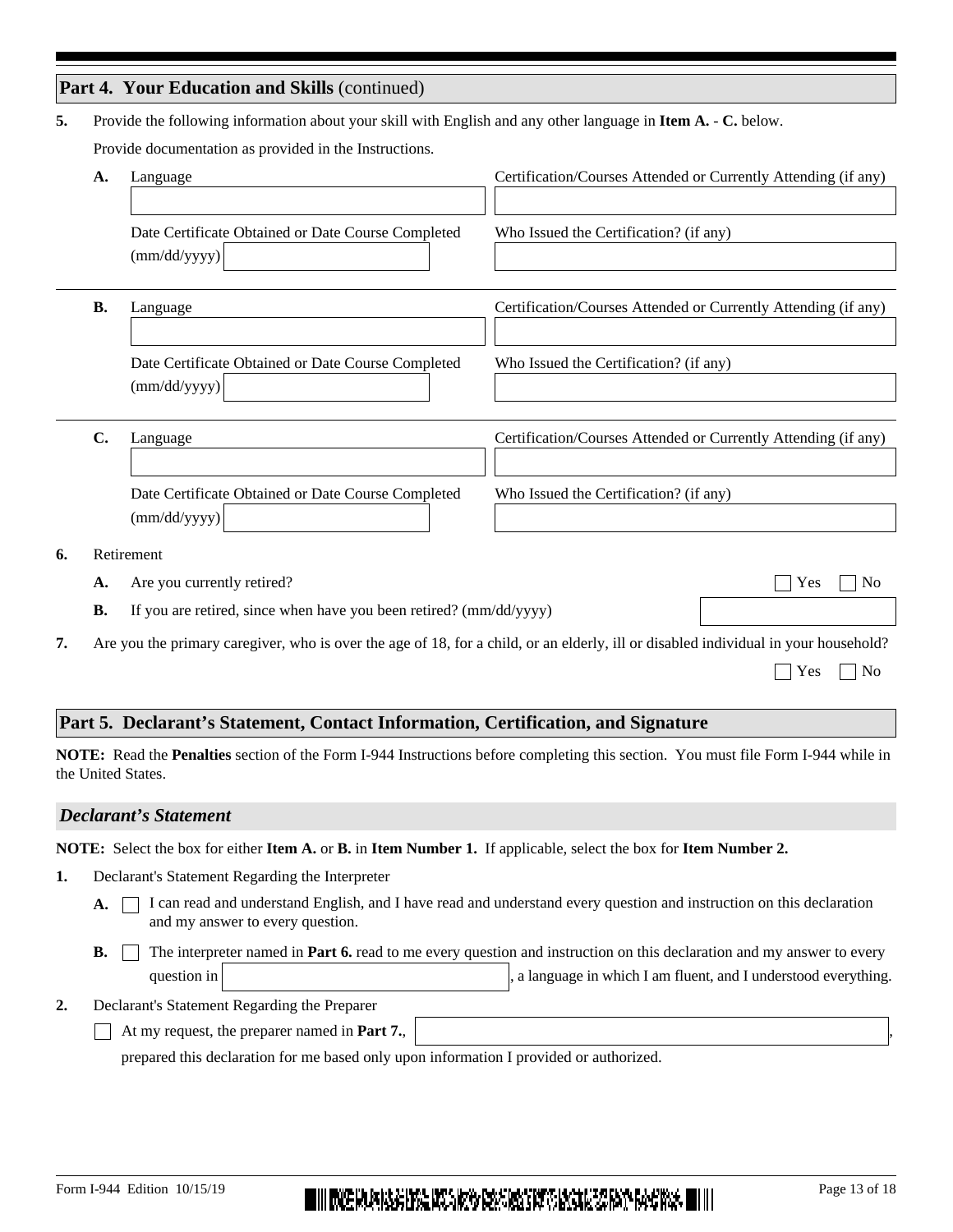## Part 4. Your Education and Skills (continued)

**5.** Provide the following information about your skill with English and any other language in **Item A. - C.** below.

Provide documentation as provided in the Instructions.

**A.** Language

Certification/Courses Attended or Currently Attending (if any)

Date Certificate Obtained or Date Course Completed (mm/dd/yyyy)

Who Issued the Certification? (if any)

**B.** Language

Certification/Courses Attended or Currently Attending (if any)

Date Certificate Obtained or Date Course Completed (mm/dd/yyyy)

Who Issued the Certification? (if any)

**C.** Language

Certification/Courses Attended or Currently Attending (if any)

Date Certificate Obtained or Date Course Completed (mm/dd/yyyy)

Who Issued the Certification? (if any)

**6.** Retirement

**A.** Are you currently retired? ☐ Yes ☐ No

**B.** If you are retired, since when have you been retired? (mm/dd/yyyy)

**7.** Are you the primary caregiver, who is over the age of 18, for a child, or an elderly, ill or disabled individual in your household? ☐ Yes ☐ No

## Part 5. Declarant's Statement, Contact Information, Certification, and Signature

**NOTE:** Read the **Penalties** section of the Form I-944 Instructions before completing this section. You must file Form I-944 while in the United States.

### *Declarant's Statement*

**NOTE:** Select the box for either **Item A.** or **B.** in **Item Number 1.** If applicable, select the box for **Item Number 2.**

**1.** Declarant's Statement Regarding the Interpreter

**A.** ☐ I can read and understand English, and I have read and understand every question and instruction on this declaration and my answer to every question.

**B.** ☐ The interpreter named in **Part 6.** read to me every question and instruction on this declaration and my answer to every question in ______, a language in which I am fluent, and I understood everything.

**2.** Declarant's Statement Regarding the Preparer

☐ At my request, the preparer named in **Part 7.**, ______, prepared this declaration for me based only upon information I provided or authorized.

Form I-944 Edition 10/15/19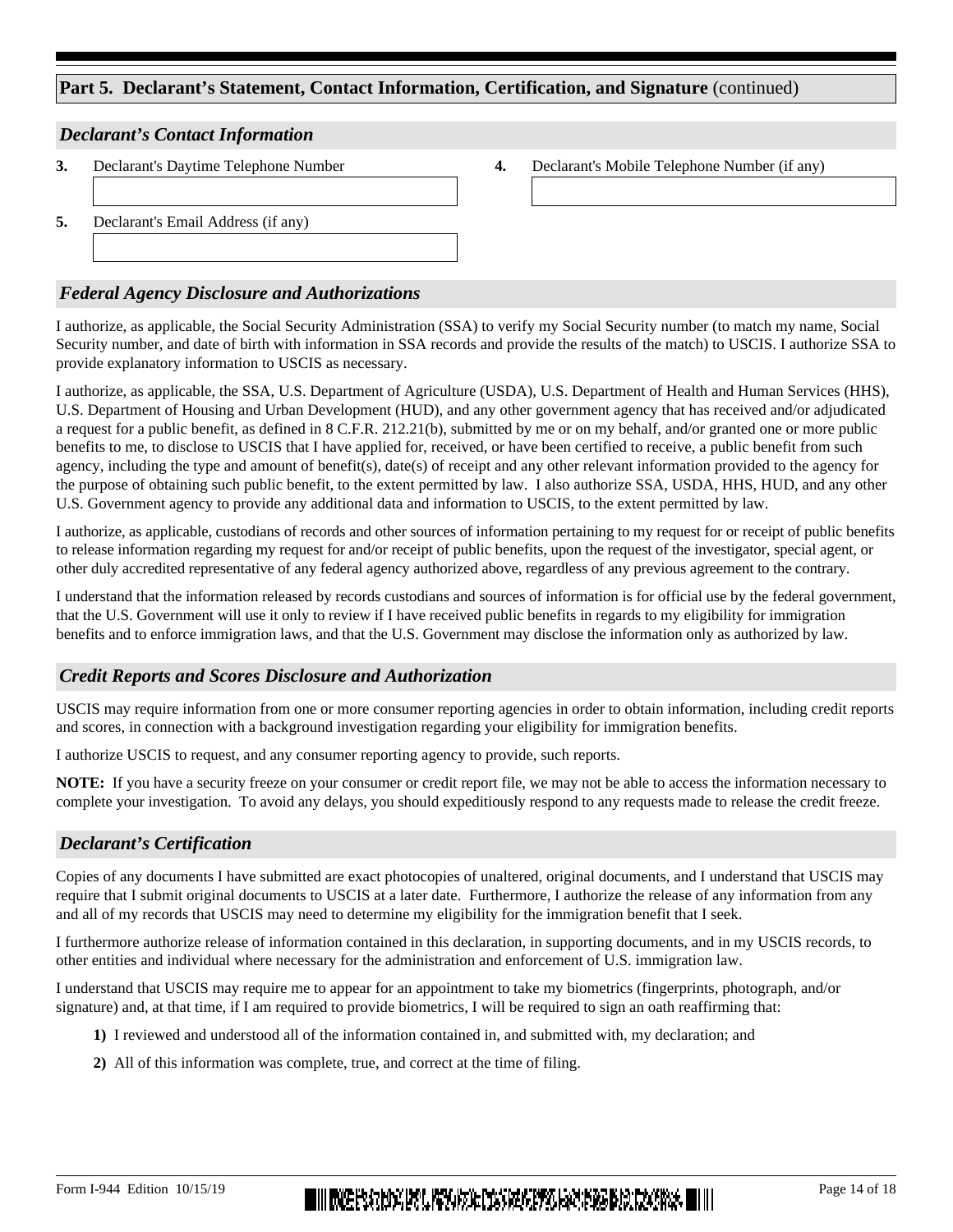## Part 5. Declarant's Statement, Contact Information, Certification, and Signature (continued)

### *Declarant's Contact Information*

**3.** Declarant's Daytime Telephone Number

**4.** Declarant's Mobile Telephone Number (if any)

**5.** Declarant's Email Address (if any)

### *Federal Agency Disclosure and Authorizations*

I authorize, as applicable, the Social Security Administration (SSA) to verify my Social Security number (to match my name, Social Security number, and date of birth with information in SSA records and provide the results of the match) to USCIS. I authorize SSA to provide explanatory information to USCIS as necessary.

I authorize, as applicable, the SSA, U.S. Department of Agriculture (USDA), U.S. Department of Health and Human Services (HHS), U.S. Department of Housing and Urban Development (HUD), and any other government agency that has received and/or adjudicated a request for a public benefit, as defined in 8 C.F.R. 212.21(b), submitted by me or on my behalf, and/or granted one or more public benefits to me, to disclose to USCIS that I have applied for, received, or have been certified to receive, a public benefit from such agency, including the type and amount of benefit(s), date(s) of receipt and any other relevant information provided to the agency for the purpose of obtaining such public benefit, to the extent permitted by law. I also authorize SSA, USDA, HHS, HUD, and any other U.S. Government agency to provide any additional data and information to USCIS, to the extent permitted by law.

I authorize, as applicable, custodians of records and other sources of information pertaining to my request for or receipt of public benefits to release information regarding my request for and/or receipt of public benefits, upon the request of the investigator, special agent, or other duly accredited representative of any federal agency authorized above, regardless of any previous agreement to the contrary.

I understand that the information released by records custodians and sources of information is for official use by the federal government, that the U.S. Government will use it only to review if I have received public benefits in regards to my eligibility for immigration benefits and to enforce immigration laws, and that the U.S. Government may disclose the information only as authorized by law.

### *Credit Reports and Scores Disclosure and Authorization*

USCIS may require information from one or more consumer reporting agencies in order to obtain information, including credit reports and scores, in connection with a background investigation regarding your eligibility for immigration benefits.

I authorize USCIS to request, and any consumer reporting agency to provide, such reports.

**NOTE:** If you have a security freeze on your consumer or credit report file, we may not be able to access the information necessary to complete your investigation. To avoid any delays, you should expeditiously respond to any requests made to release the credit freeze.

### *Declarant's Certification*

Copies of any documents I have submitted are exact photocopies of unaltered, original documents, and I understand that USCIS may require that I submit original documents to USCIS at a later date. Furthermore, I authorize the release of any information from any and all of my records that USCIS may need to determine my eligibility for the immigration benefit that I seek.

I furthermore authorize release of information contained in this declaration, in supporting documents, and in my USCIS records, to other entities and individual where necessary for the administration and enforcement of U.S. immigration law.

I understand that USCIS may require me to appear for an appointment to take my biometrics (fingerprints, photograph, and/or signature) and, at that time, if I am required to provide biometrics, I will be required to sign an oath reaffirming that:

**1)** I reviewed and understood all of the information contained in, and submitted with, my declaration; and

**2)** All of this information was complete, true, and correct at the time of filing.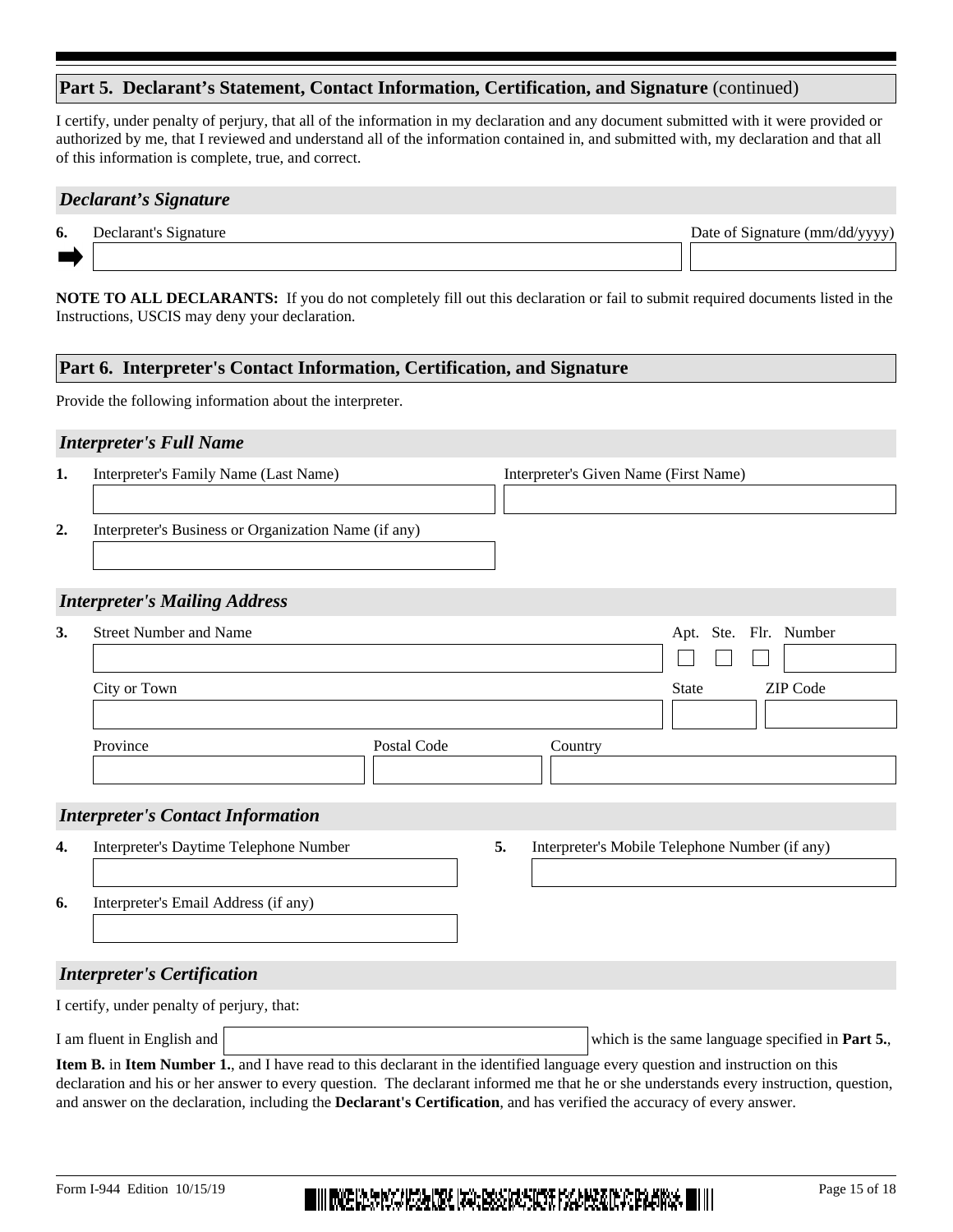## Part 5. Declarant's Statement, Contact Information, Certification, and Signature (continued)

I certify, under penalty of perjury, that all of the information in my declaration and any document submitted with it were provided or authorized by me, that I reviewed and understand all of the information contained in, and submitted with, my declaration and that all of this information is complete, true, and correct.

### *Declarant's Signature*

**6.** Declarant's Signature ______________________ Date of Signature (mm/dd/yyyy) __________

**NOTE TO ALL DECLARANTS:** If you do not completely fill out this declaration or fail to submit required documents listed in the Instructions, USCIS may deny your declaration.

## Part 6. Interpreter's Contact Information, Certification, and Signature

Provide the following information about the interpreter.

### *Interpreter's Full Name*

**1.** Interpreter's Family Name (Last Name) __________ Interpreter's Given Name (First Name) __________

**2.** Interpreter's Business or Organization Name (if any) __________

### *Interpreter's Mailing Address*

**3.** Street Number and Name __________ Apt. ☐ Ste. ☐ Flr. ☐ Number __________

City or Town __________ State __________ ZIP Code __________

Province __________ Postal Code __________ Country __________

### *Interpreter's Contact Information*

**4.** Interpreter's Daytime Telephone Number __________

**5.** Interpreter's Mobile Telephone Number (if any) __________

**6.** Interpreter's Email Address (if any) __________

### *Interpreter's Certification*

I certify, under penalty of perjury, that:

I am fluent in English and __________ which is the same language specified in **Part 5.**, **Item B.** in **Item Number 1.**, and I have read to this declarant in the identified language every question and instruction on this declaration and his or her answer to every question. The declarant informed me that he or she understands every instruction, question, and answer on the declaration, including the **Declarant's Certification**, and has verified the accuracy of every answer.

Form I-944 Edition 10/15/19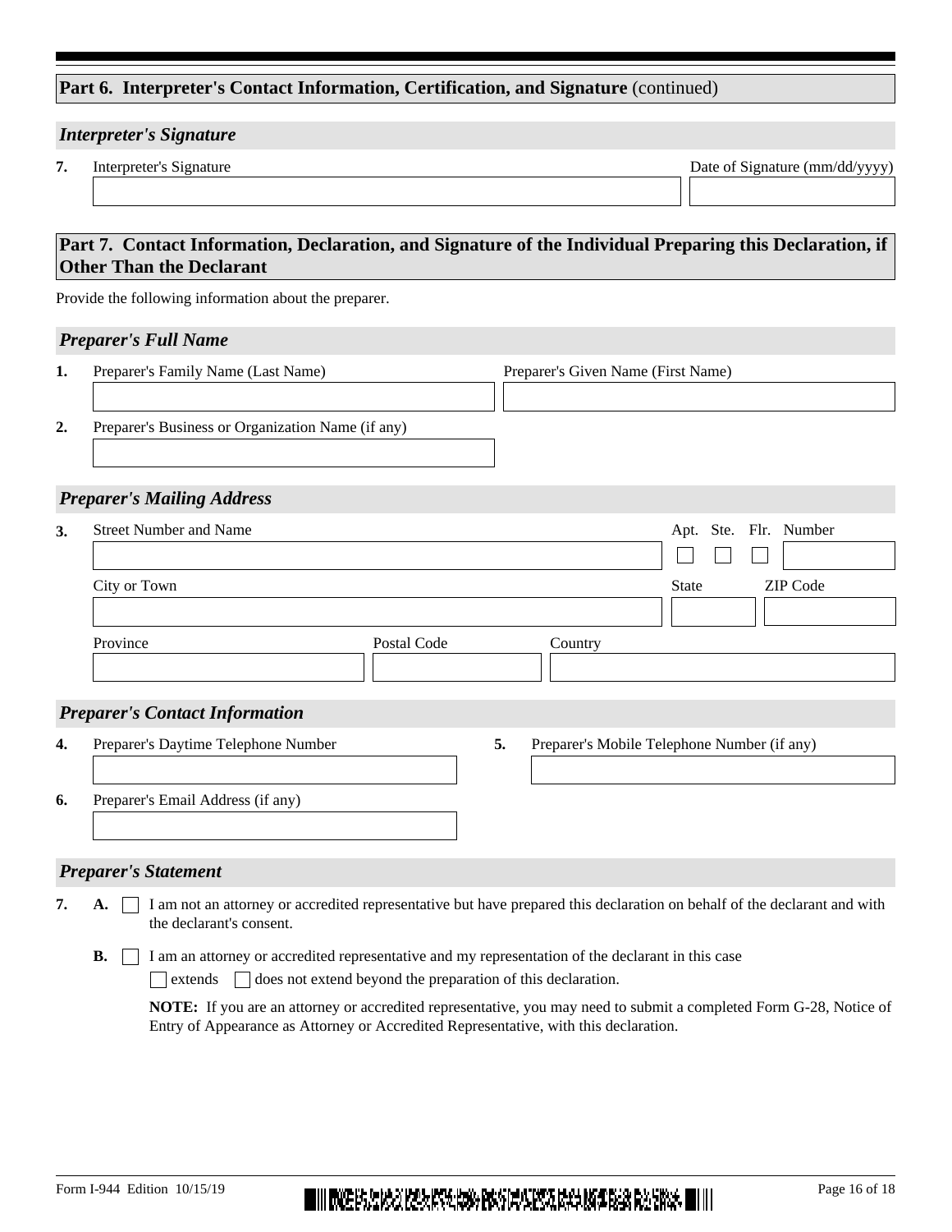## Part 6. Interpreter's Contact Information, Certification, and Signature (continued)

### *Interpreter's Signature*

**7.** Interpreter's Signature

Date of Signature (mm/dd/yyyy)

## Part 7. Contact Information, Declaration, and Signature of the Individual Preparing this Declaration, if Other Than the Declarant

Provide the following information about the preparer.

### *Preparer's Full Name*

**1.** Preparer's Family Name (Last Name)

Preparer's Given Name (First Name)

**2.** Preparer's Business or Organization Name (if any)

### *Preparer's Mailing Address*

**3.** Street Number and Name

Apt. ☐ Ste. ☐ Flr. ☐ Number

City or Town

State

ZIP Code

Province

Postal Code

Country

### *Preparer's Contact Information*

**4.** Preparer's Daytime Telephone Number

**5.** Preparer's Mobile Telephone Number (if any)

**6.** Preparer's Email Address (if any)

### *Preparer's Statement*

**7.** **A.** ☐ I am not an attorney or accredited representative but have prepared this declaration on behalf of the declarant and with the declarant's consent.

**B.** ☐ I am an attorney or accredited representative and my representation of the declarant in this case ☐ extends ☐ does not extend beyond the preparation of this declaration.

**NOTE:** If you are an attorney or accredited representative, you may need to submit a completed Form G-28, Notice of Entry of Appearance as Attorney or Accredited Representative, with this declaration.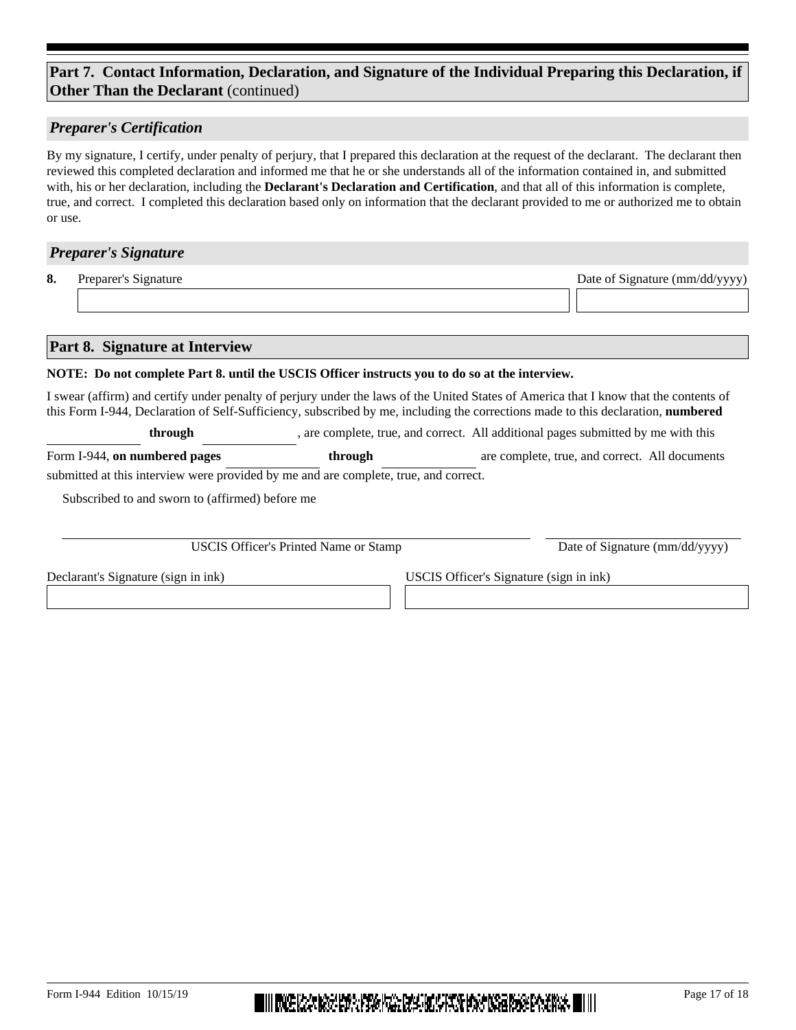## Part 7. Contact Information, Declaration, and Signature of the Individual Preparing this Declaration, if Other Than the Declarant (continued)

### *Preparer's Certification*

By my signature, I certify, under penalty of perjury, that I prepared this declaration at the request of the declarant. The declarant then reviewed this completed declaration and informed me that he or she understands all of the information contained in, and submitted with, his or her declaration, including the **Declarant's Declaration and Certification**, and that all of this information is complete, true, and correct. I completed this declaration based only on information that the declarant provided to me or authorized me to obtain or use.

### *Preparer's Signature*

**8.** Preparer's Signature ______________________ Date of Signature (mm/dd/yyyy) ______________

## Part 8. Signature at Interview

**NOTE: Do not complete Part 8. until the USCIS Officer instructs you to do so at the interview.**

I swear (affirm) and certify under penalty of perjury under the laws of the United States of America that I know that the contents of this Form I-944, Declaration of Self-Sufficiency, subscribed by me, including the corrections made to this declaration, **numbered** ______________ **through** ______________, are complete, true, and correct. All additional pages submitted by me with this Form I-944, **on numbered pages** ______________ **through** ______________ are complete, true, and correct. All documents submitted at this interview were provided by me and are complete, true, and correct.

Subscribed to and sworn to (affirmed) before me

______________________________________ ______________

USCIS Officer's Printed Name or Stamp Date of Signature (mm/dd/yyyy)

Declarant's Signature (sign in ink) ______________________

USCIS Officer's Signature (sign in ink) ______________________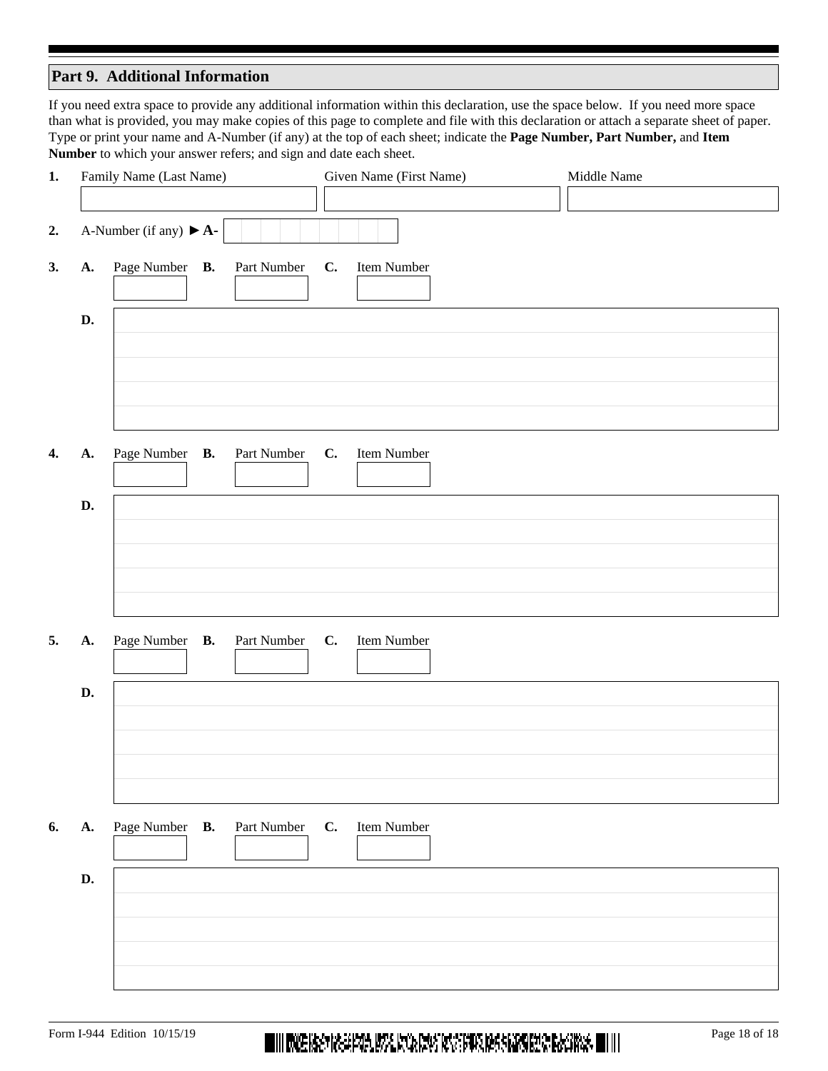## Part 9. Additional Information

If you need extra space to provide any additional information within this declaration, use the space below. If you need more space than what is provided, you may make copies of this page to complete and file with this declaration or attach a separate sheet of paper. Type or print your name and A-Number (if any) at the top of each sheet; indicate the **Page Number, Part Number,** and **Item Number** to which your answer refers; and sign and date each sheet.

**1.** Family Name (Last Name) Given Name (First Name) Middle Name

**2.** A-Number (if any) ►**A-**

**3.** **A.** Page Number **B.** Part Number **C.** Item Number

**D.**

**4.** **A.** Page Number **B.** Part Number **C.** Item Number

**D.**

**5.** **A.** Page Number **B.** Part Number **C.** Item Number

**D.**

**6.** **A.** Page Number **B.** Part Number **C.** Item Number

**D.**

Form I-944 Edition 10/15/19